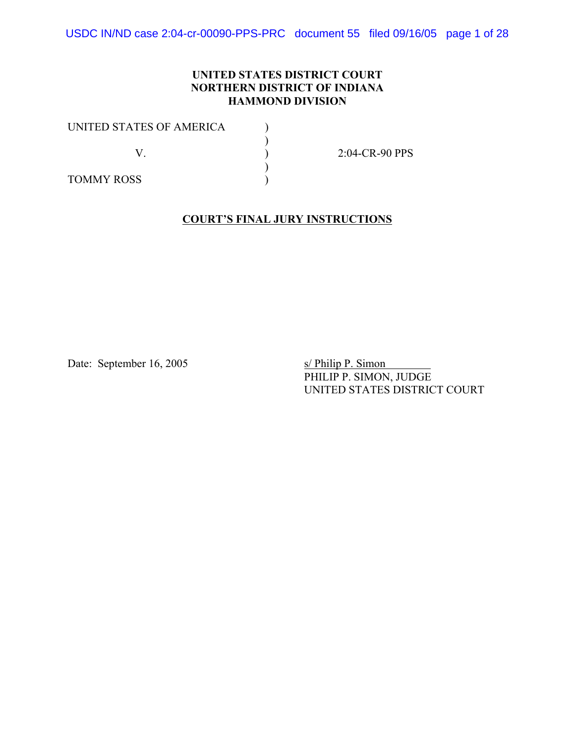**UNITED STATES DISTRICT COURT**
**NORTHERN DISTRICT OF INDIANA**
**HAMMOND DIVISION**

UNITED STATES OF AMERICA )
)
V. ) 2:04-CR-90 PPS
)
TOMMY ROSS )

## COURT'S FINAL JURY INSTRUCTIONS

Date: September 16, 2005

s/ Philip P. Simon
PHILIP P. SIMON, JUDGE
UNITED STATES DISTRICT COURT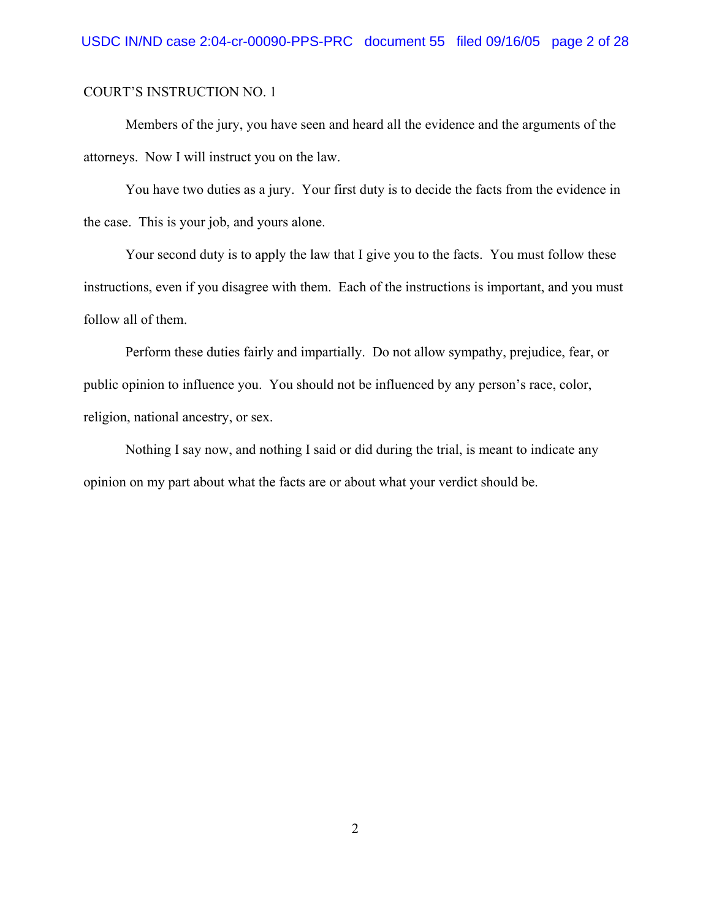COURT’S INSTRUCTION NO. 1

Members of the jury, you have seen and heard all the evidence and the arguments of the attorneys. Now I will instruct you on the law.

You have two duties as a jury. Your first duty is to decide the facts from the evidence in the case. This is your job, and yours alone.

Your second duty is to apply the law that I give you to the facts. You must follow these instructions, even if you disagree with them. Each of the instructions is important, and you must follow all of them.

Perform these duties fairly and impartially. Do not allow sympathy, prejudice, fear, or public opinion to influence you. You should not be influenced by any person’s race, color, religion, national ancestry, or sex.

Nothing I say now, and nothing I said or did during the trial, is meant to indicate any opinion on my part about what the facts are or about what your verdict should be.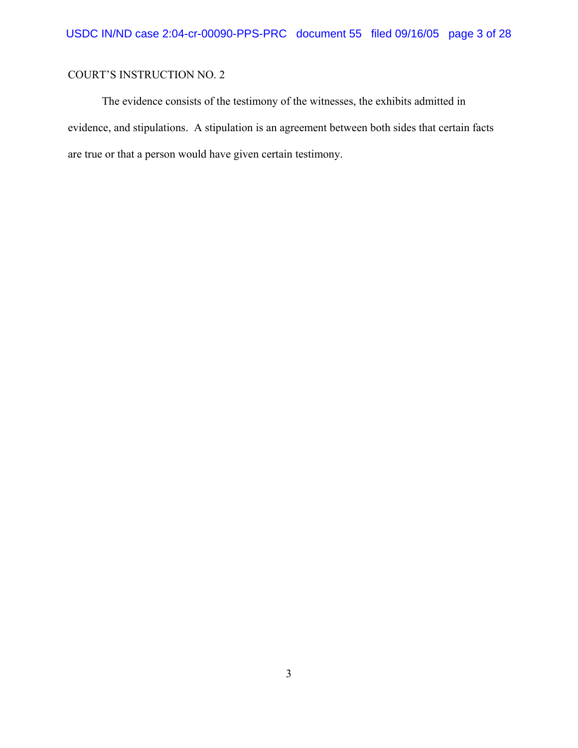COURT'S INSTRUCTION NO. 2

The evidence consists of the testimony of the witnesses, the exhibits admitted in evidence, and stipulations. A stipulation is an agreement between both sides that certain facts are true or that a person would have given certain testimony.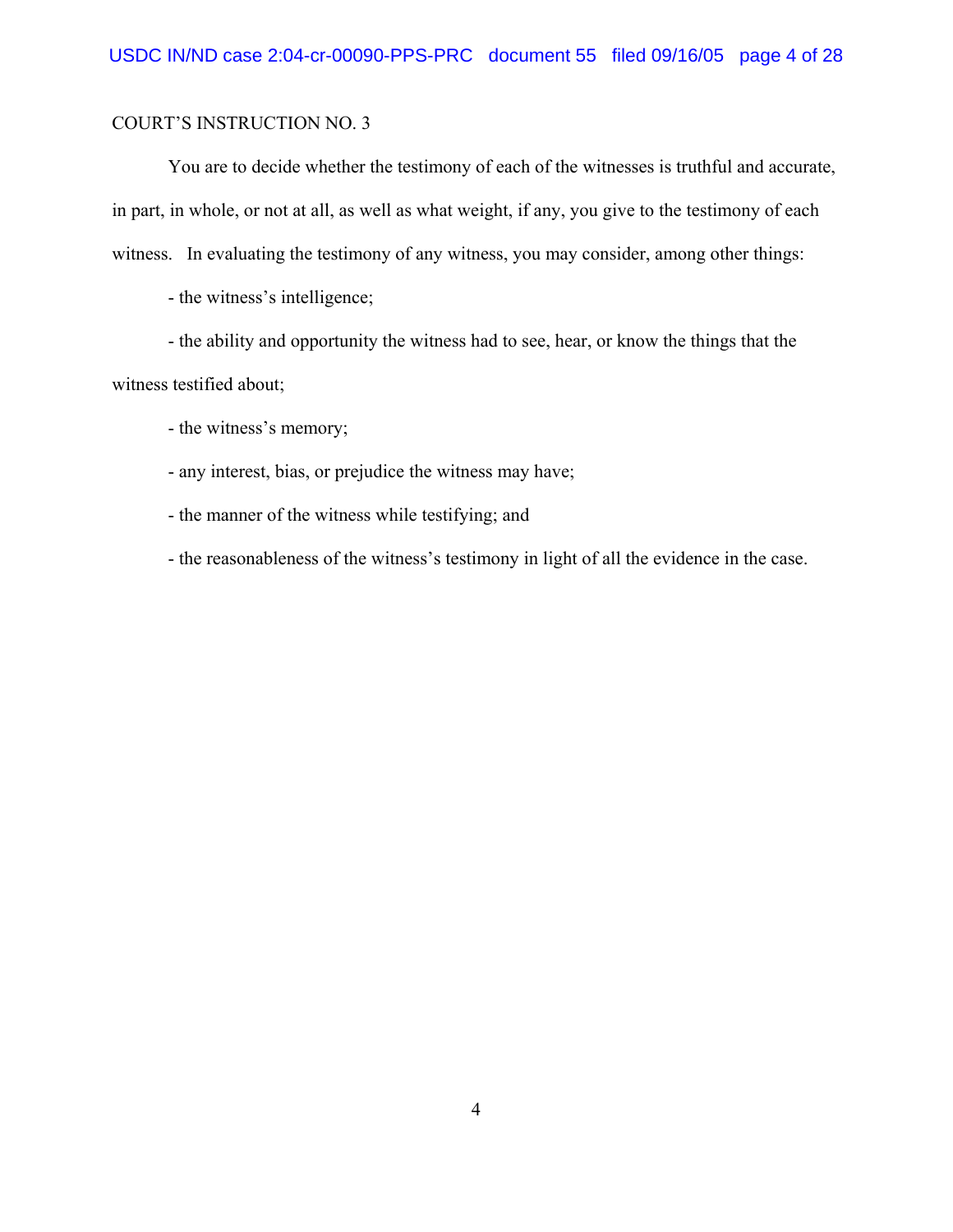COURT'S INSTRUCTION NO. 3

You are to decide whether the testimony of each of the witnesses is truthful and accurate, in part, in whole, or not at all, as well as what weight, if any, you give to the testimony of each witness. In evaluating the testimony of any witness, you may consider, among other things:

- the witness's intelligence;
- the ability and opportunity the witness had to see, hear, or know the things that the witness testified about;
- the witness's memory;
- any interest, bias, or prejudice the witness may have;
- the manner of the witness while testifying; and
- the reasonableness of the witness's testimony in light of all the evidence in the case.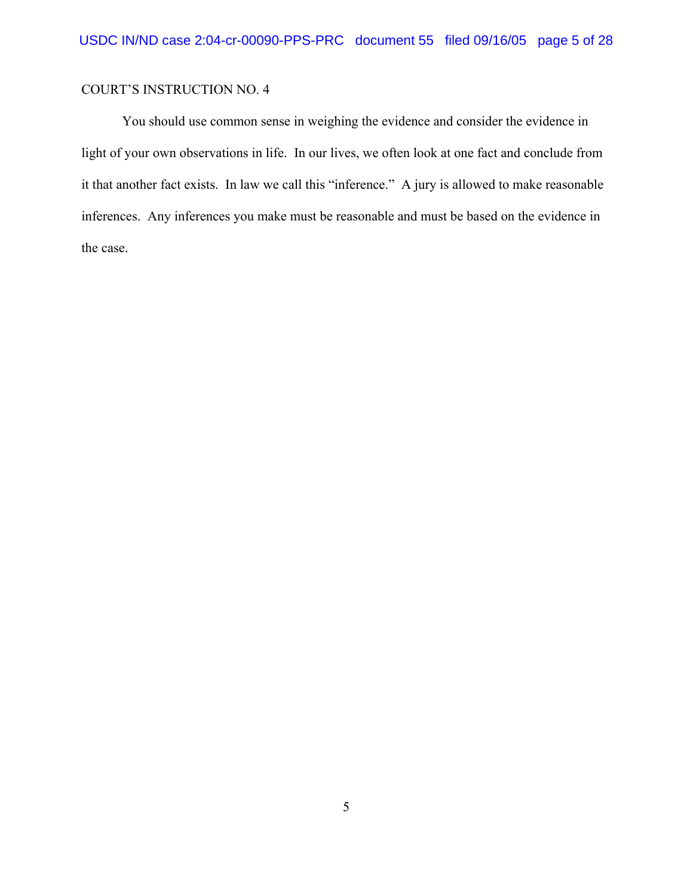COURT'S INSTRUCTION NO. 4

You should use common sense in weighing the evidence and consider the evidence in light of your own observations in life. In our lives, we often look at one fact and conclude from it that another fact exists. In law we call this "inference." A jury is allowed to make reasonable inferences. Any inferences you make must be reasonable and must be based on the evidence in the case.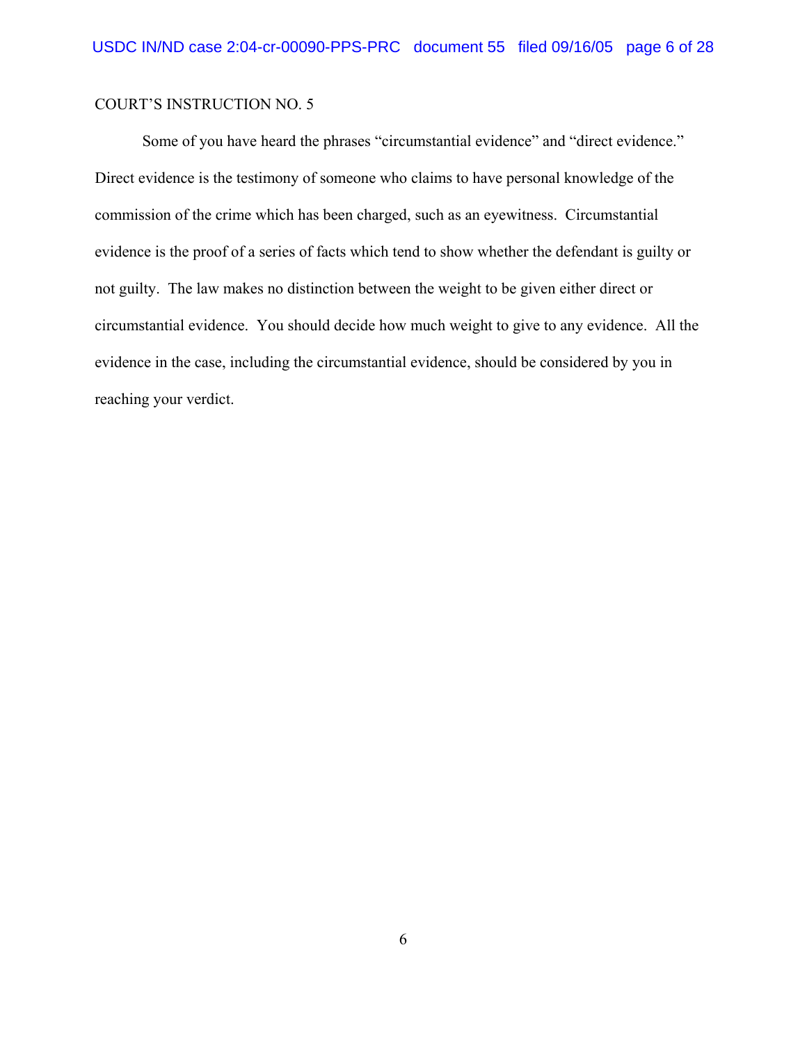COURT'S INSTRUCTION NO. 5

Some of you have heard the phrases "circumstantial evidence" and "direct evidence." Direct evidence is the testimony of someone who claims to have personal knowledge of the commission of the crime which has been charged, such as an eyewitness. Circumstantial evidence is the proof of a series of facts which tend to show whether the defendant is guilty or not guilty. The law makes no distinction between the weight to be given either direct or circumstantial evidence. You should decide how much weight to give to any evidence. All the evidence in the case, including the circumstantial evidence, should be considered by you in reaching your verdict.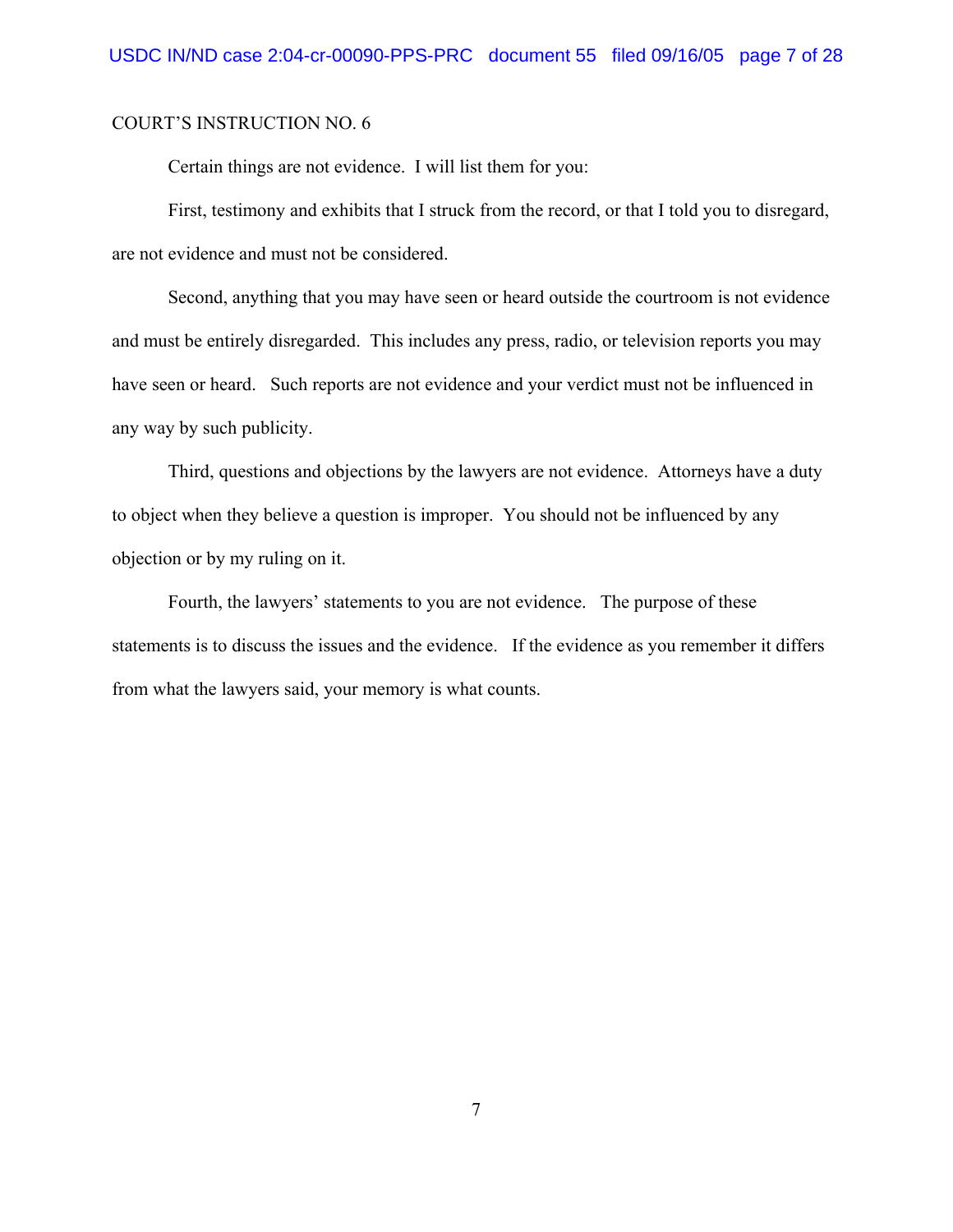COURT'S INSTRUCTION NO. 6

Certain things are not evidence. I will list them for you:

First, testimony and exhibits that I struck from the record, or that I told you to disregard, are not evidence and must not be considered.

Second, anything that you may have seen or heard outside the courtroom is not evidence and must be entirely disregarded. This includes any press, radio, or television reports you may have seen or heard. Such reports are not evidence and your verdict must not be influenced in any way by such publicity.

Third, questions and objections by the lawyers are not evidence. Attorneys have a duty to object when they believe a question is improper. You should not be influenced by any objection or by my ruling on it.

Fourth, the lawyers' statements to you are not evidence. The purpose of these statements is to discuss the issues and the evidence. If the evidence as you remember it differs from what the lawyers said, your memory is what counts.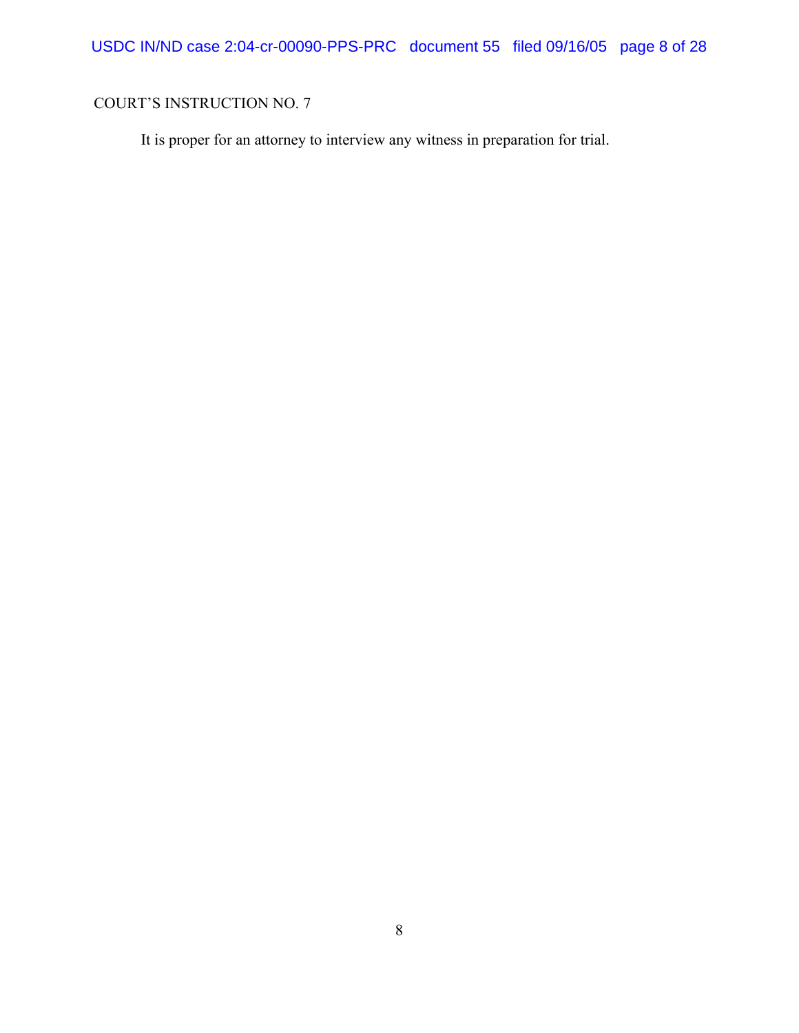COURT'S INSTRUCTION NO. 7

It is proper for an attorney to interview any witness in preparation for trial.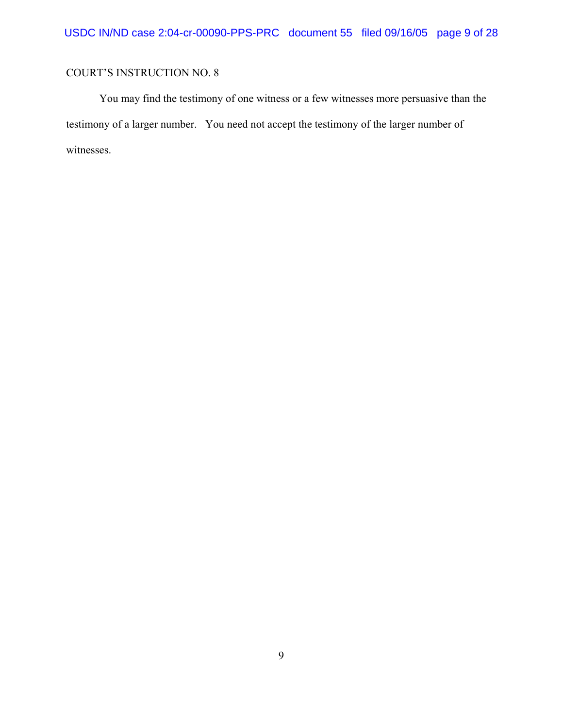COURT'S INSTRUCTION NO. 8

You may find the testimony of one witness or a few witnesses more persuasive than the testimony of a larger number. You need not accept the testimony of the larger number of witnesses.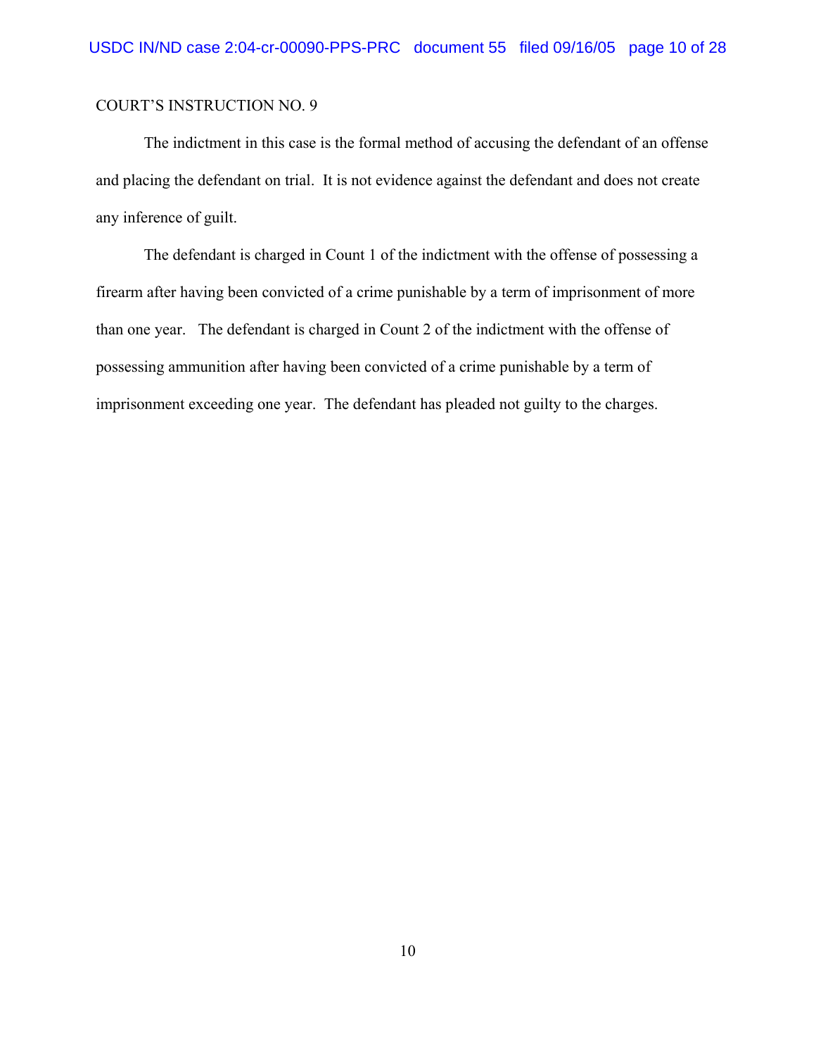COURT'S INSTRUCTION NO. 9

The indictment in this case is the formal method of accusing the defendant of an offense and placing the defendant on trial. It is not evidence against the defendant and does not create any inference of guilt.

The defendant is charged in Count 1 of the indictment with the offense of possessing a firearm after having been convicted of a crime punishable by a term of imprisonment of more than one year. The defendant is charged in Count 2 of the indictment with the offense of possessing ammunition after having been convicted of a crime punishable by a term of imprisonment exceeding one year. The defendant has pleaded not guilty to the charges.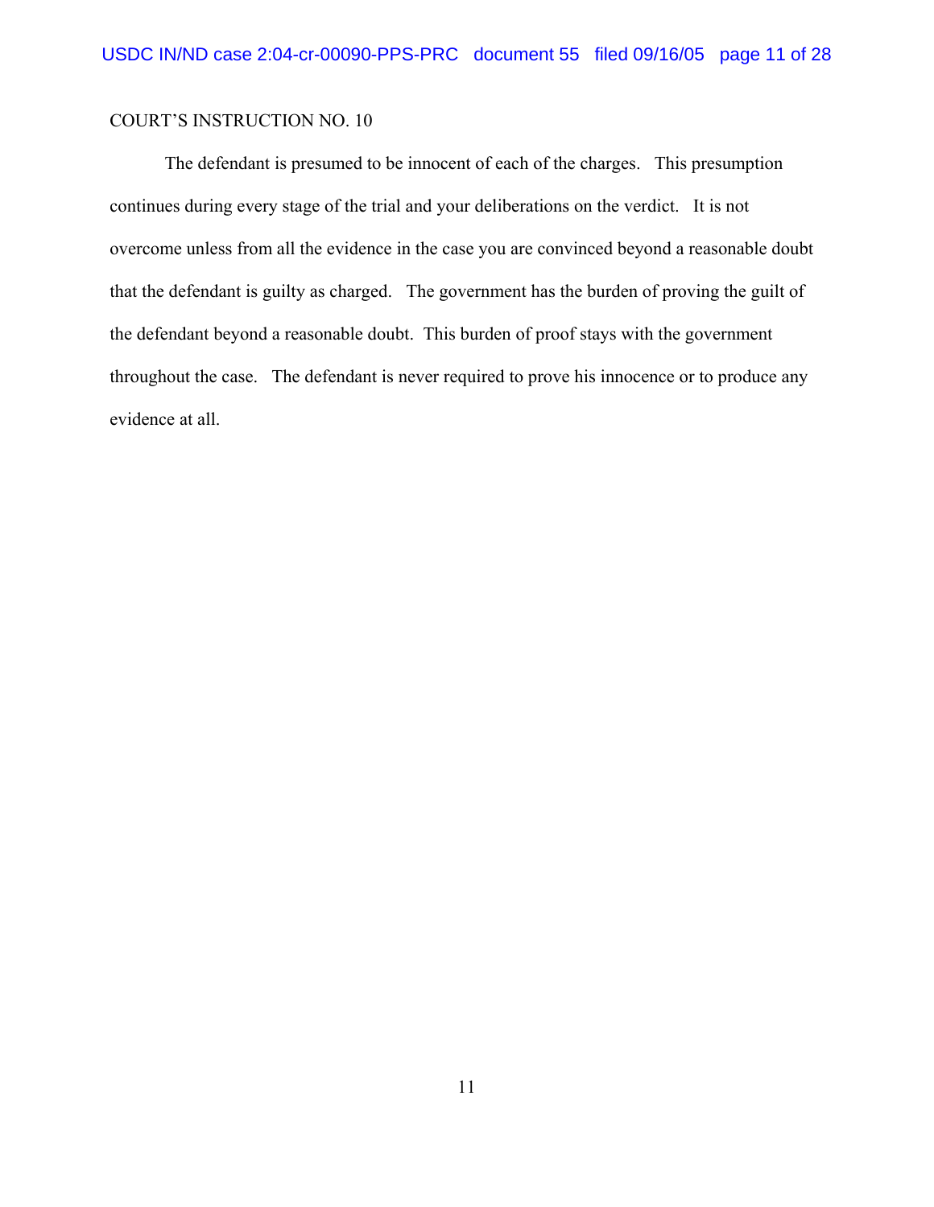COURT'S INSTRUCTION NO. 10

The defendant is presumed to be innocent of each of the charges. This presumption continues during every stage of the trial and your deliberations on the verdict. It is not overcome unless from all the evidence in the case you are convinced beyond a reasonable doubt that the defendant is guilty as charged. The government has the burden of proving the guilt of the defendant beyond a reasonable doubt. This burden of proof stays with the government throughout the case. The defendant is never required to prove his innocence or to produce any evidence at all.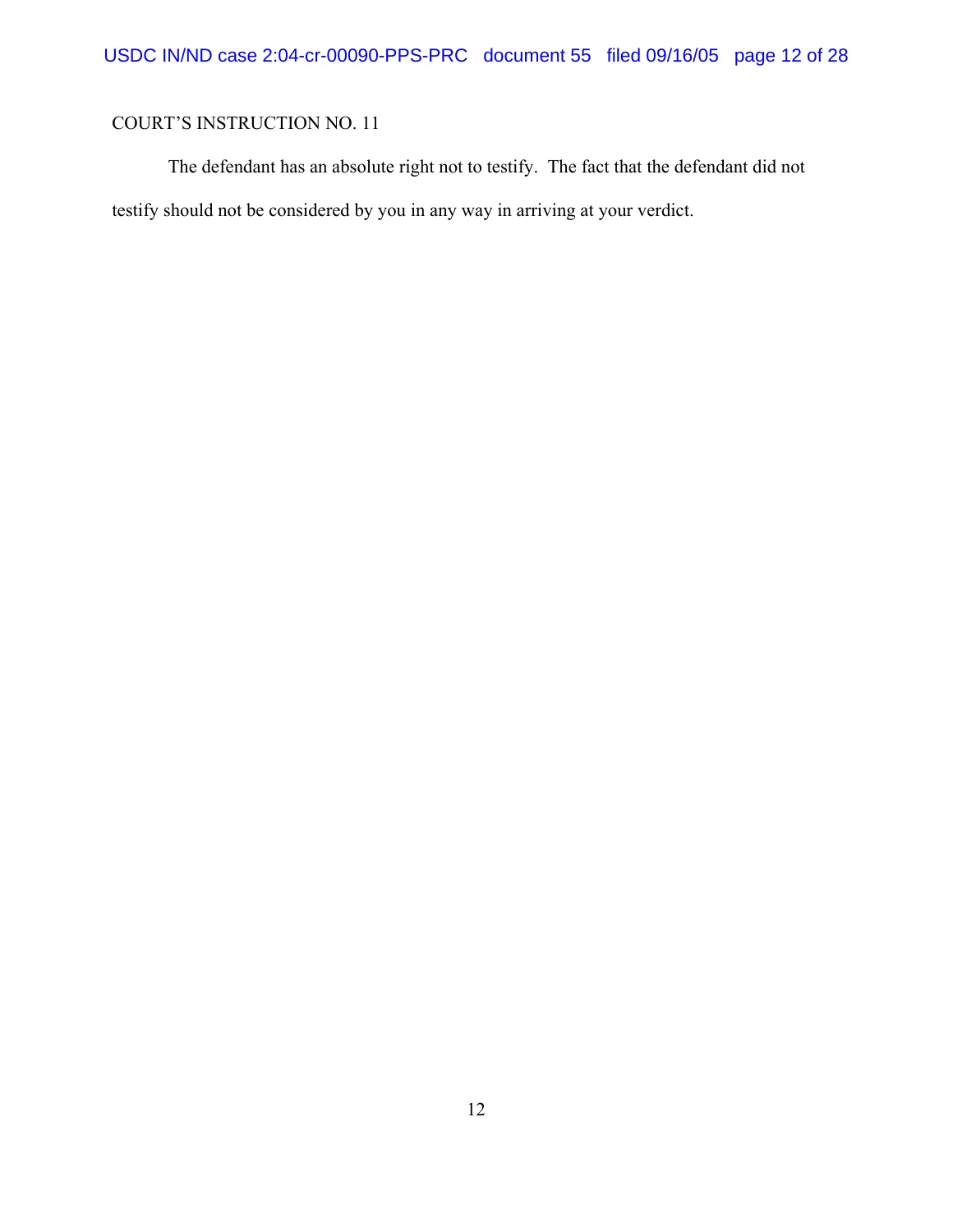COURT'S INSTRUCTION NO. 11

The defendant has an absolute right not to testify. The fact that the defendant did not testify should not be considered by you in any way in arriving at your verdict.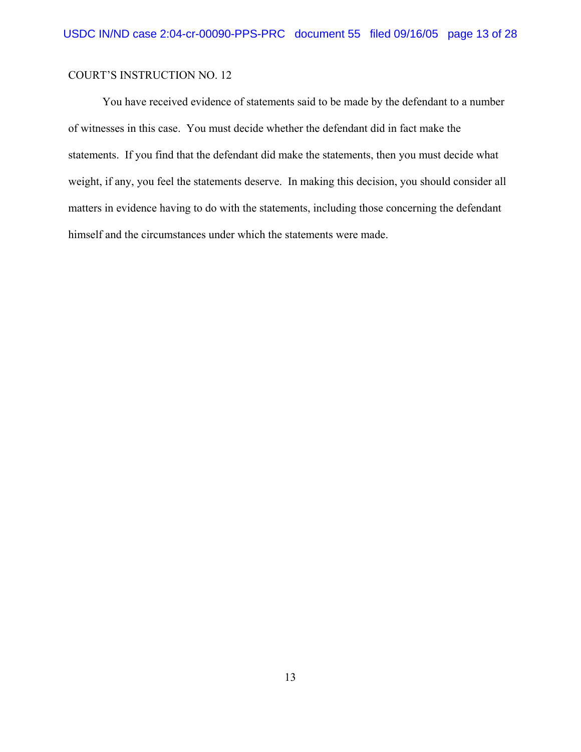COURT'S INSTRUCTION NO. 12

You have received evidence of statements said to be made by the defendant to a number of witnesses in this case. You must decide whether the defendant did in fact make the statements. If you find that the defendant did make the statements, then you must decide what weight, if any, you feel the statements deserve. In making this decision, you should consider all matters in evidence having to do with the statements, including those concerning the defendant himself and the circumstances under which the statements were made.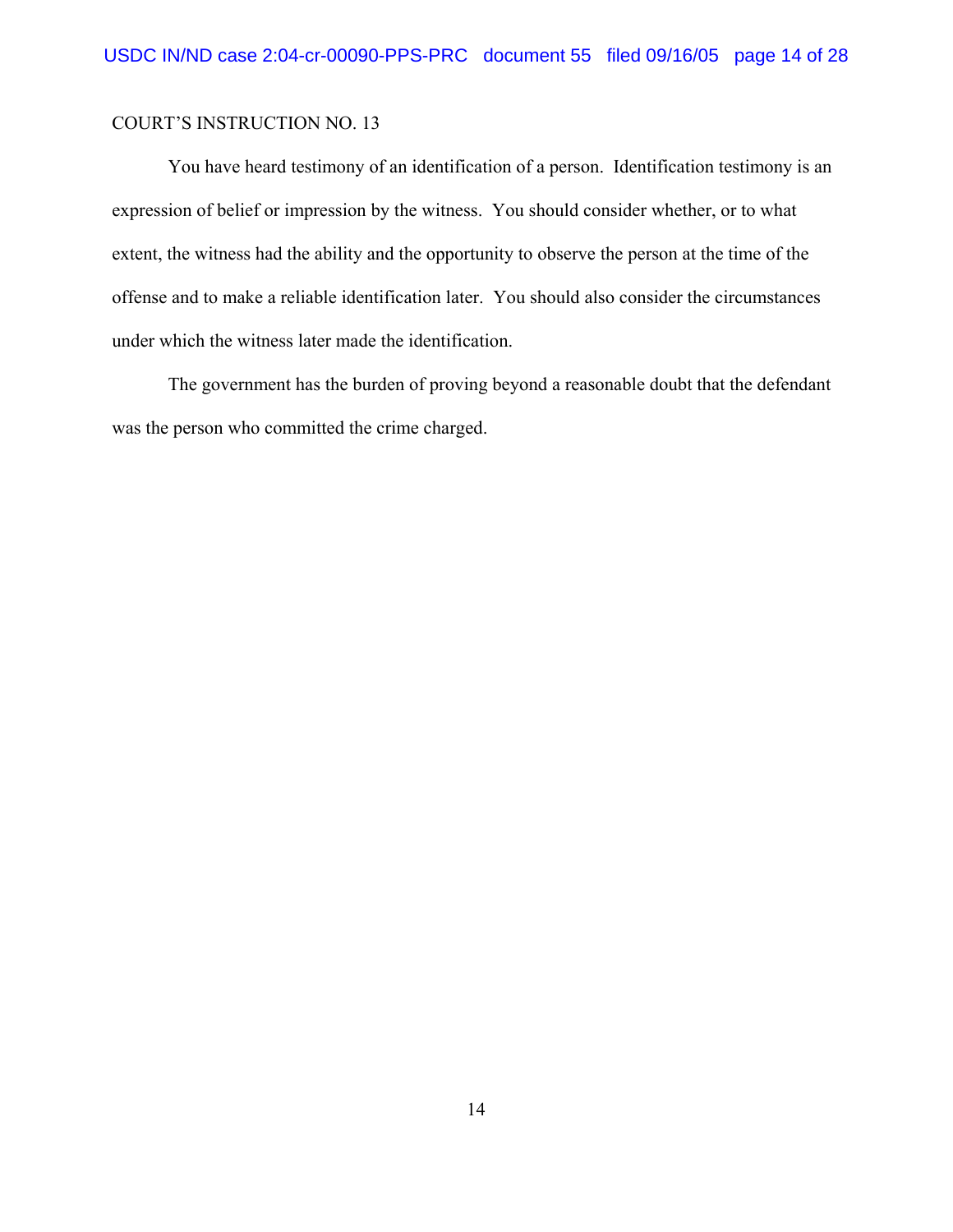COURT'S INSTRUCTION NO. 13

You have heard testimony of an identification of a person. Identification testimony is an expression of belief or impression by the witness. You should consider whether, or to what extent, the witness had the ability and the opportunity to observe the person at the time of the offense and to make a reliable identification later. You should also consider the circumstances under which the witness later made the identification.

The government has the burden of proving beyond a reasonable doubt that the defendant was the person who committed the crime charged.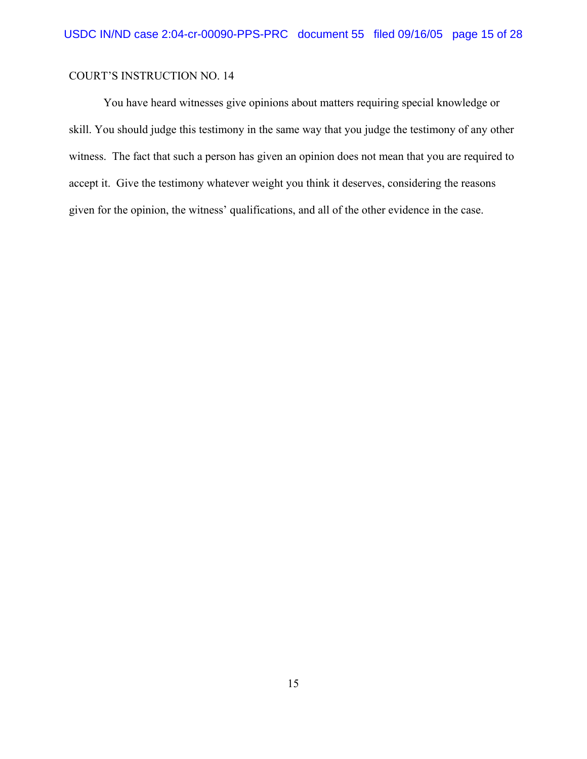COURT'S INSTRUCTION NO. 14

You have heard witnesses give opinions about matters requiring special knowledge or skill. You should judge this testimony in the same way that you judge the testimony of any other witness. The fact that such a person has given an opinion does not mean that you are required to accept it. Give the testimony whatever weight you think it deserves, considering the reasons given for the opinion, the witness' qualifications, and all of the other evidence in the case.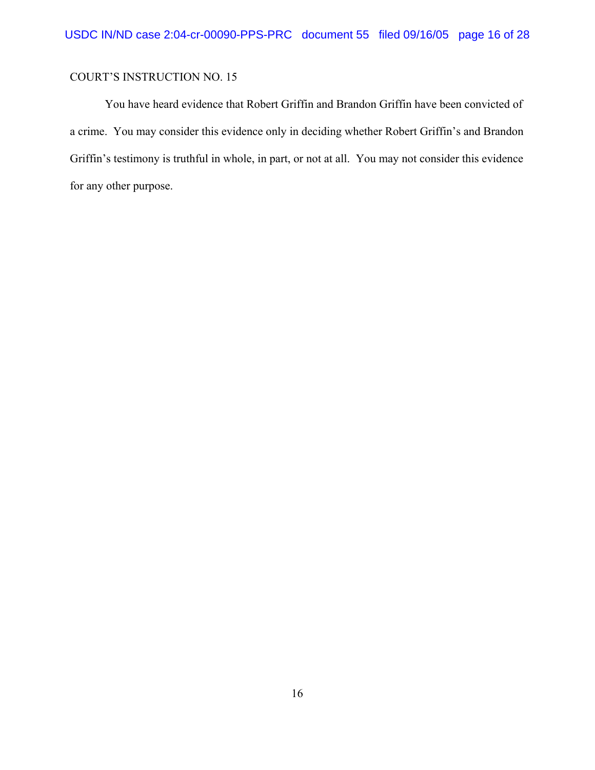COURT'S INSTRUCTION NO. 15

You have heard evidence that Robert Griffin and Brandon Griffin have been convicted of a crime. You may consider this evidence only in deciding whether Robert Griffin's and Brandon Griffin's testimony is truthful in whole, in part, or not at all. You may not consider this evidence for any other purpose.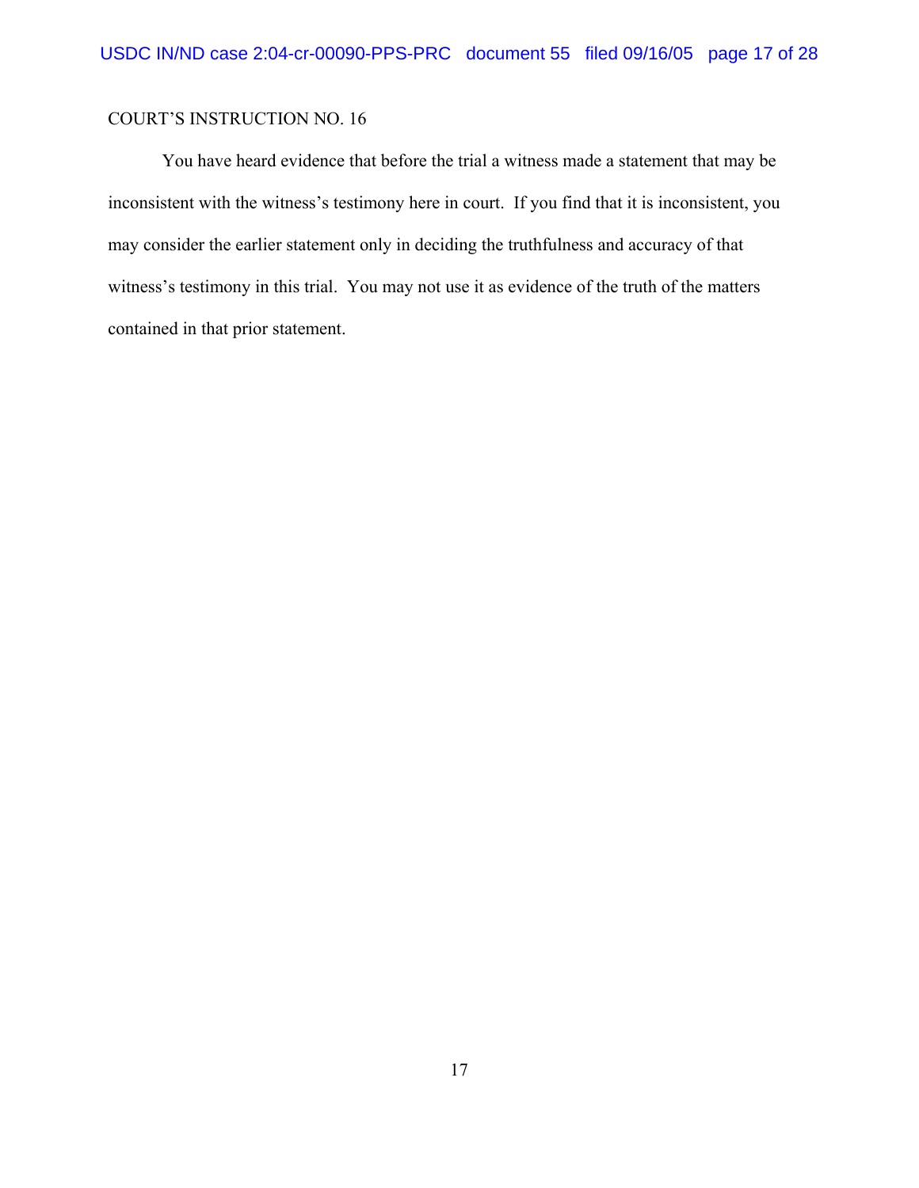COURT'S INSTRUCTION NO. 16

You have heard evidence that before the trial a witness made a statement that may be inconsistent with the witness's testimony here in court. If you find that it is inconsistent, you may consider the earlier statement only in deciding the truthfulness and accuracy of that witness's testimony in this trial. You may not use it as evidence of the truth of the matters contained in that prior statement.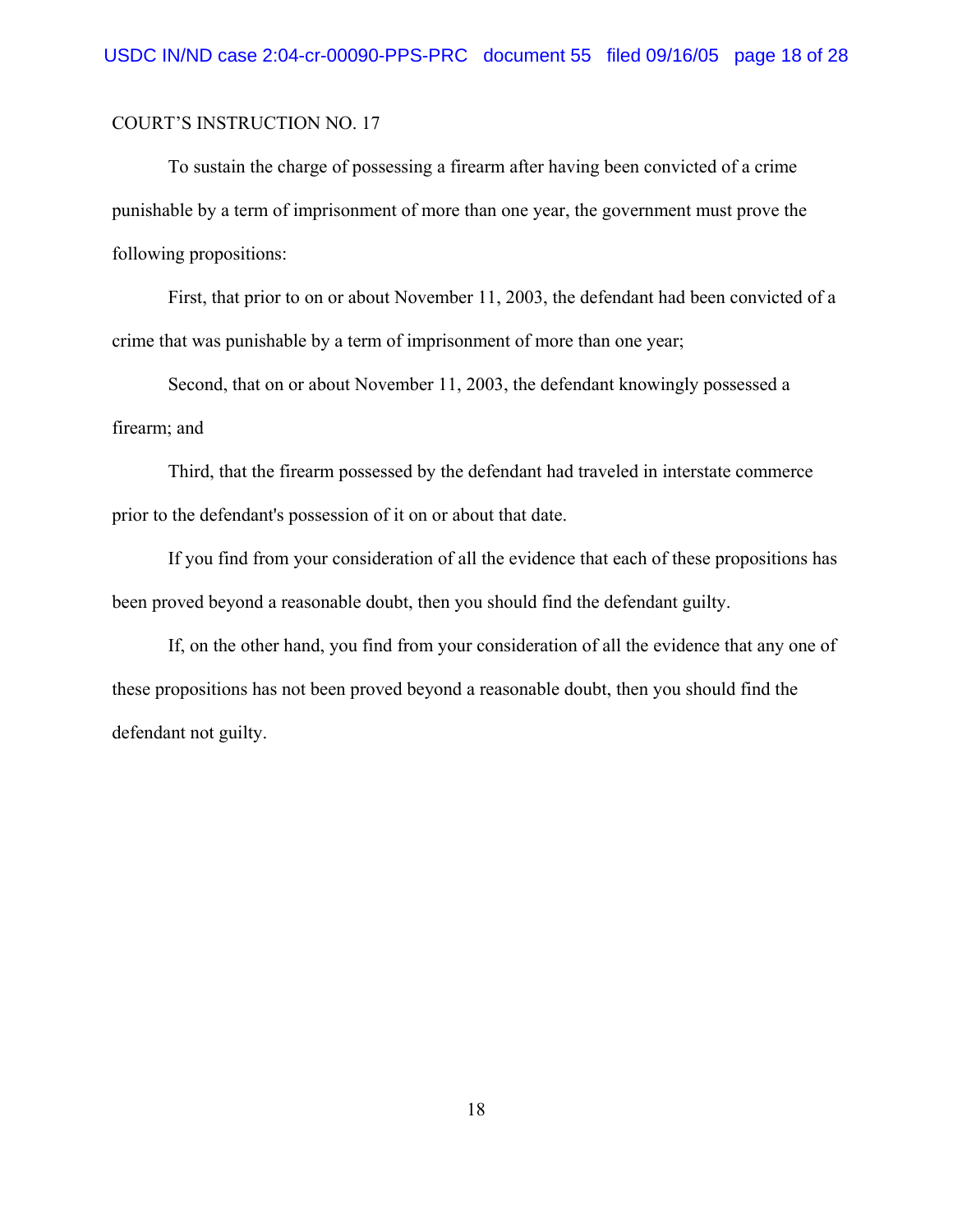COURT'S INSTRUCTION NO. 17

To sustain the charge of possessing a firearm after having been convicted of a crime punishable by a term of imprisonment of more than one year, the government must prove the following propositions:

First, that prior to on or about November 11, 2003, the defendant had been convicted of a crime that was punishable by a term of imprisonment of more than one year;

Second, that on or about November 11, 2003, the defendant knowingly possessed a firearm; and

Third, that the firearm possessed by the defendant had traveled in interstate commerce prior to the defendant's possession of it on or about that date.

If you find from your consideration of all the evidence that each of these propositions has been proved beyond a reasonable doubt, then you should find the defendant guilty.

If, on the other hand, you find from your consideration of all the evidence that any one of these propositions has not been proved beyond a reasonable doubt, then you should find the defendant not guilty.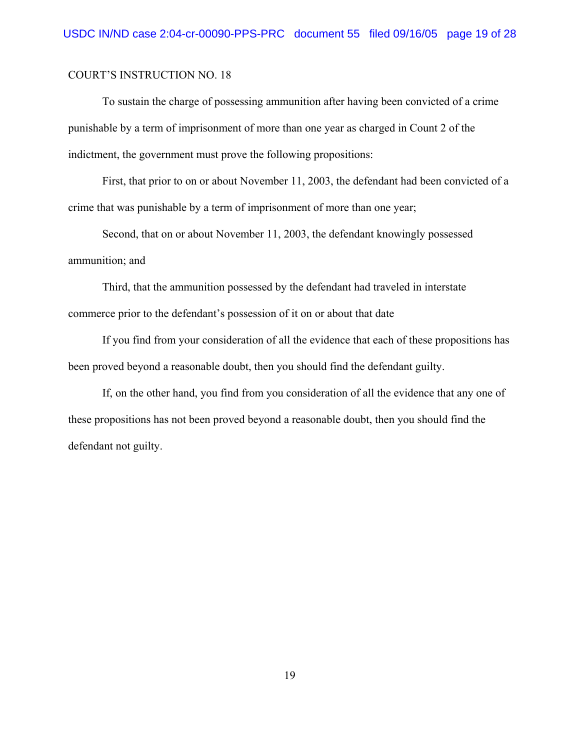COURT'S INSTRUCTION NO. 18

To sustain the charge of possessing ammunition after having been convicted of a crime punishable by a term of imprisonment of more than one year as charged in Count 2 of the indictment, the government must prove the following propositions:

First, that prior to on or about November 11, 2003, the defendant had been convicted of a crime that was punishable by a term of imprisonment of more than one year;

Second, that on or about November 11, 2003, the defendant knowingly possessed ammunition; and

Third, that the ammunition possessed by the defendant had traveled in interstate commerce prior to the defendant's possession of it on or about that date

If you find from your consideration of all the evidence that each of these propositions has been proved beyond a reasonable doubt, then you should find the defendant guilty.

If, on the other hand, you find from you consideration of all the evidence that any one of these propositions has not been proved beyond a reasonable doubt, then you should find the defendant not guilty.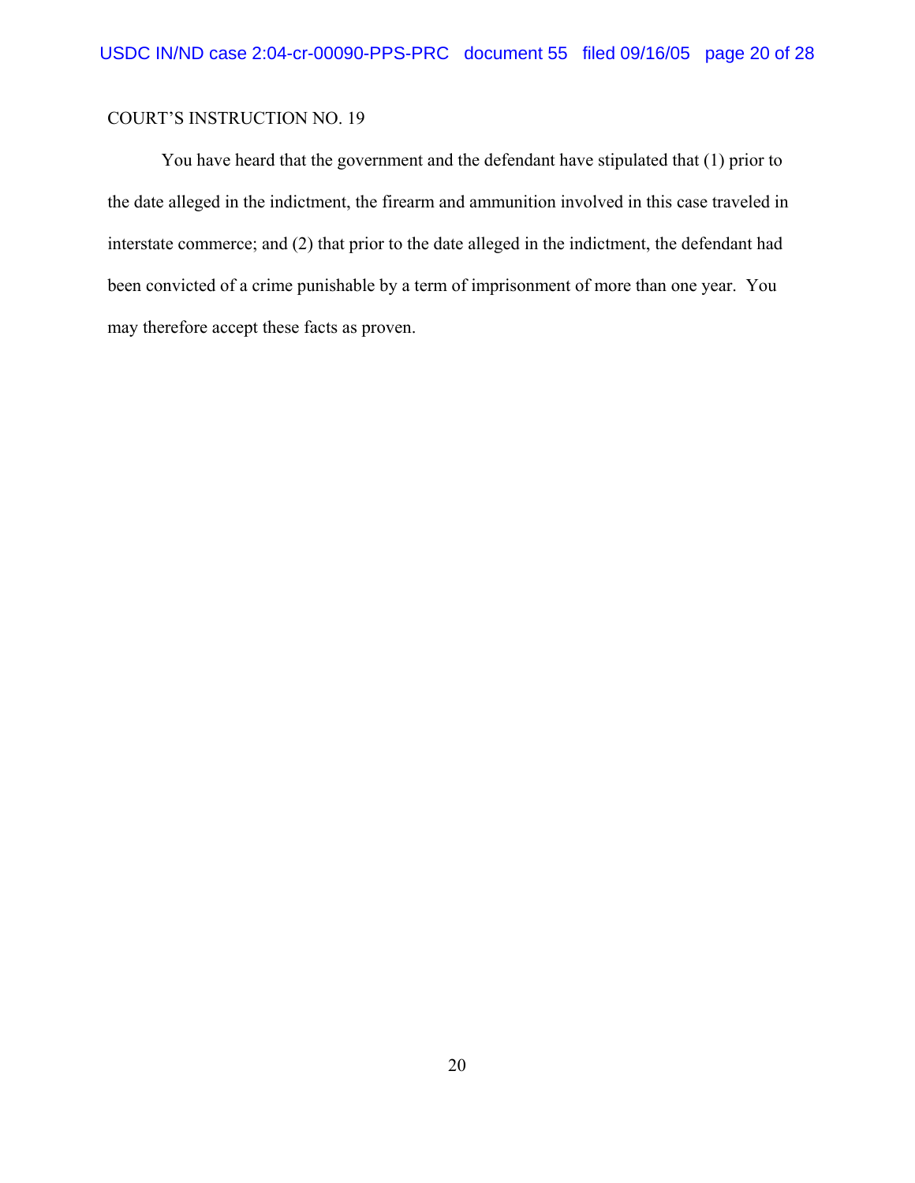COURT'S INSTRUCTION NO. 19

You have heard that the government and the defendant have stipulated that (1) prior to the date alleged in the indictment, the firearm and ammunition involved in this case traveled in interstate commerce; and (2) that prior to the date alleged in the indictment, the defendant had been convicted of a crime punishable by a term of imprisonment of more than one year. You may therefore accept these facts as proven.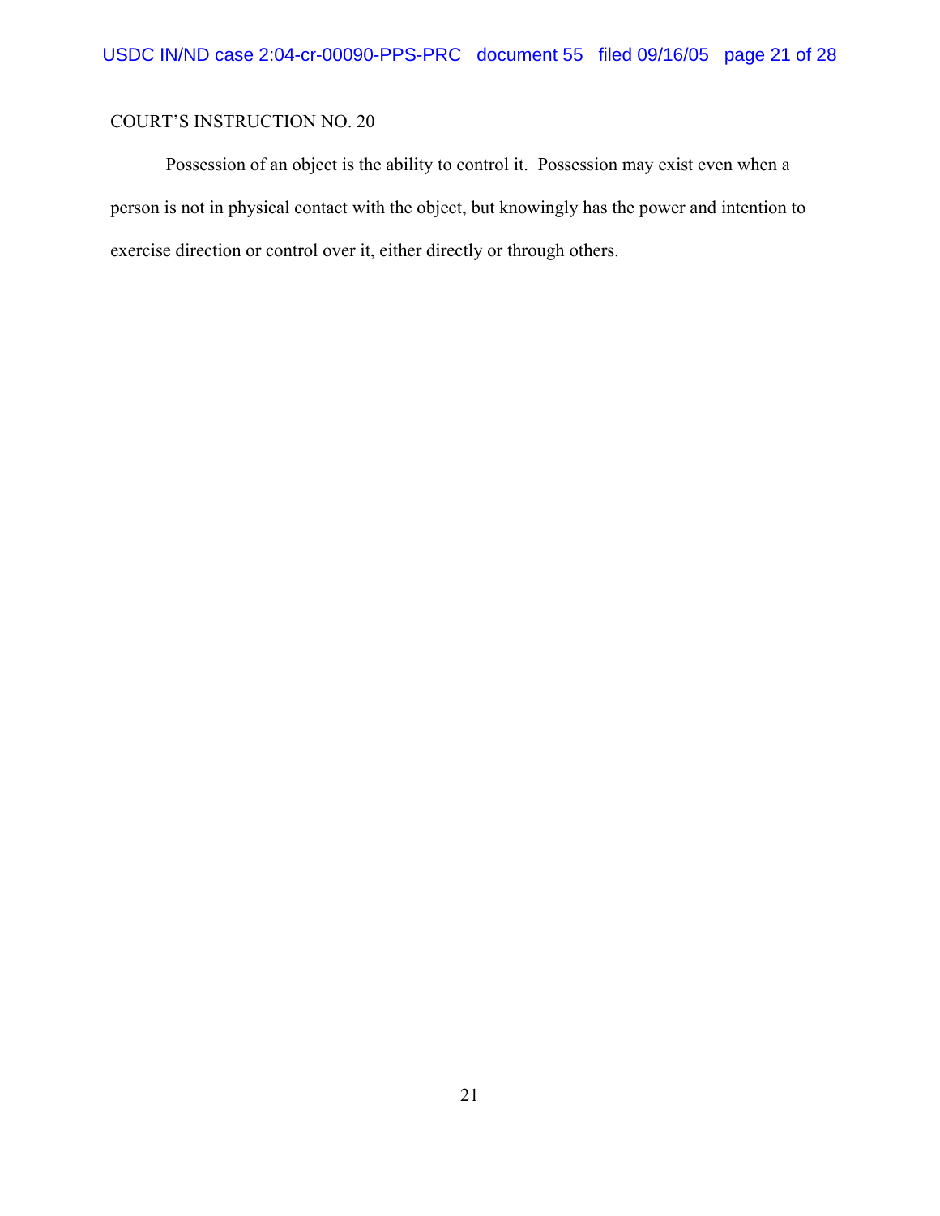COURT'S INSTRUCTION NO. 20

Possession of an object is the ability to control it. Possession may exist even when a person is not in physical contact with the object, but knowingly has the power and intention to exercise direction or control over it, either directly or through others.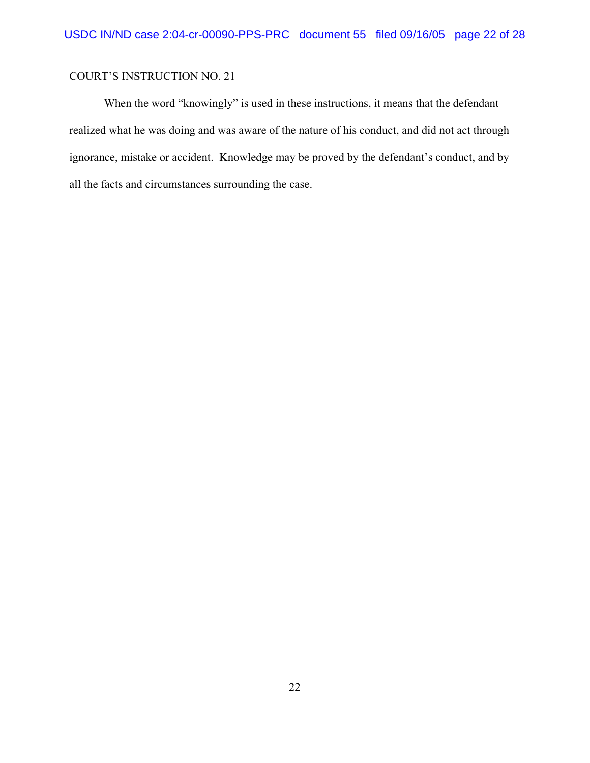COURT'S INSTRUCTION NO. 21

When the word "knowingly" is used in these instructions, it means that the defendant realized what he was doing and was aware of the nature of his conduct, and did not act through ignorance, mistake or accident. Knowledge may be proved by the defendant's conduct, and by all the facts and circumstances surrounding the case.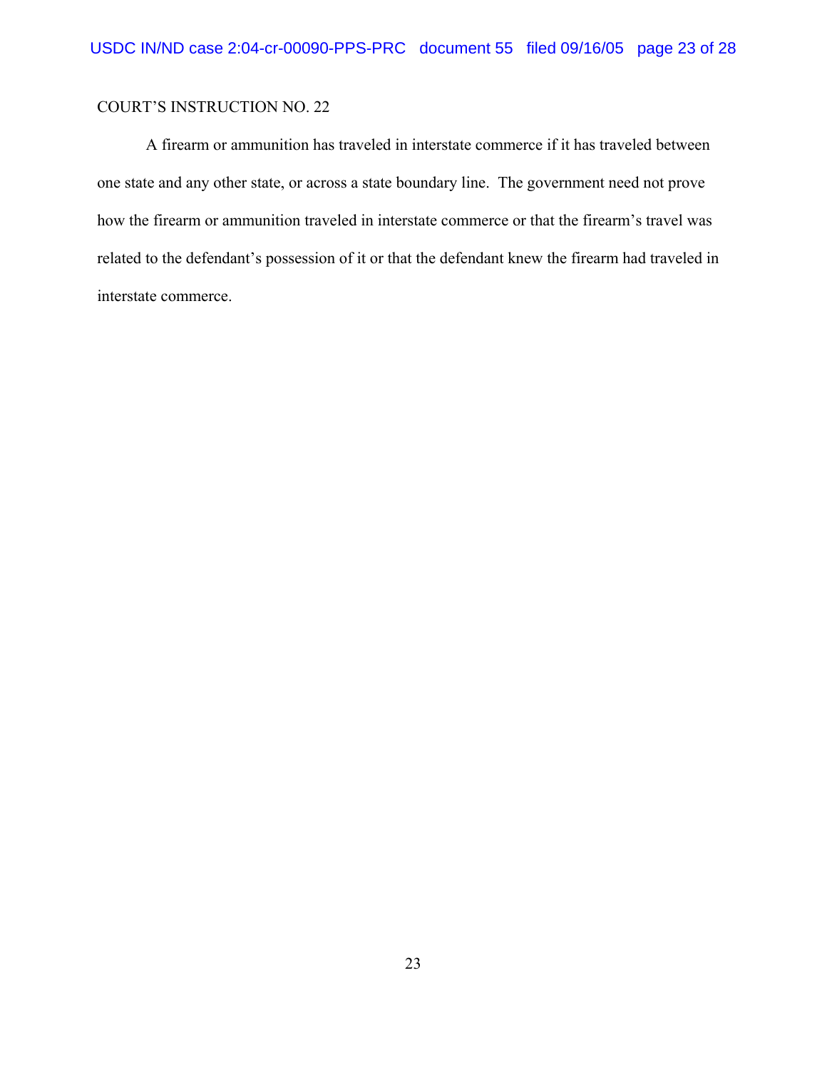COURT'S INSTRUCTION NO. 22

A firearm or ammunition has traveled in interstate commerce if it has traveled between one state and any other state, or across a state boundary line. The government need not prove how the firearm or ammunition traveled in interstate commerce or that the firearm's travel was related to the defendant's possession of it or that the defendant knew the firearm had traveled in interstate commerce.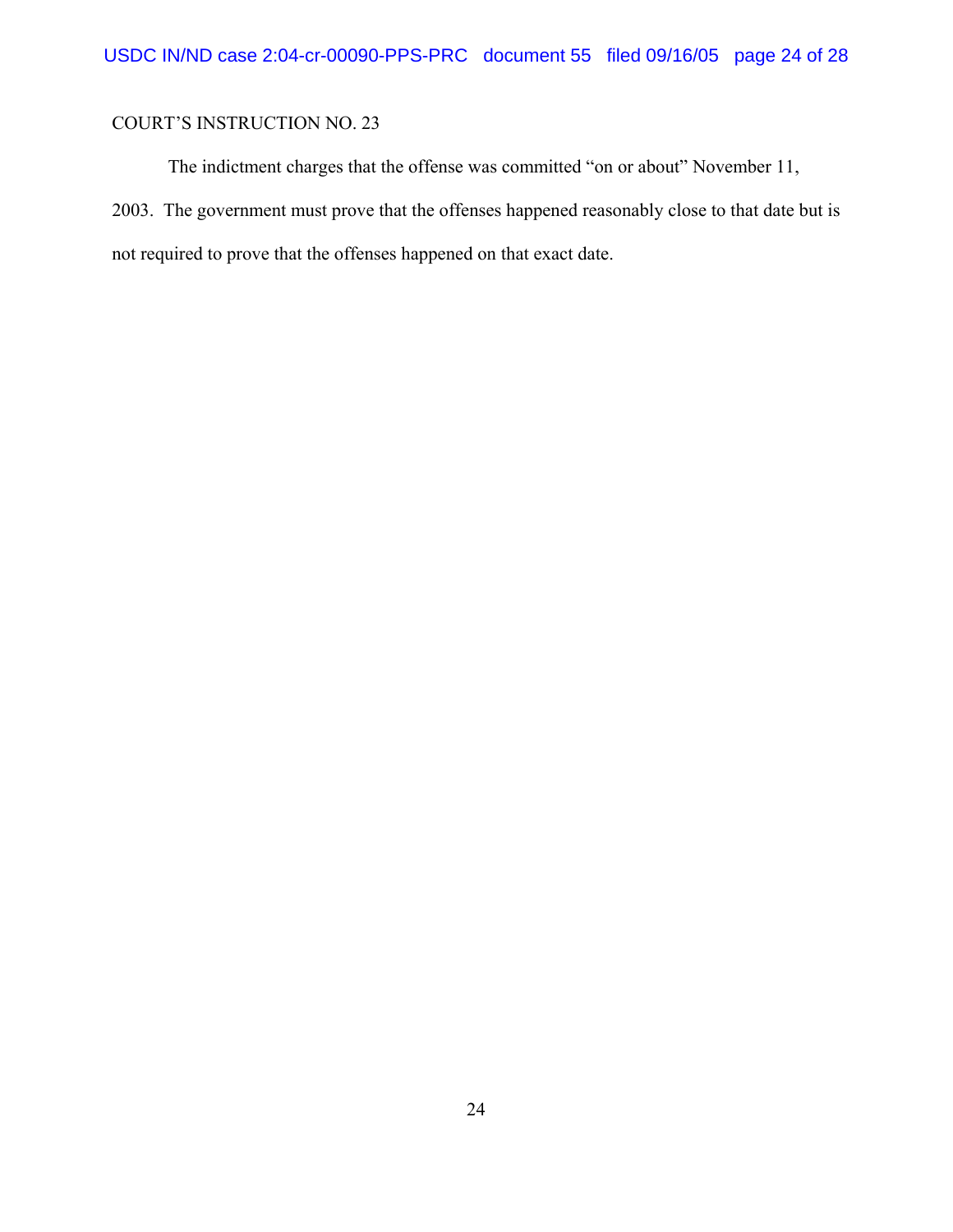COURT'S INSTRUCTION NO. 23

The indictment charges that the offense was committed "on or about" November 11, 2003. The government must prove that the offenses happened reasonably close to that date but is not required to prove that the offenses happened on that exact date.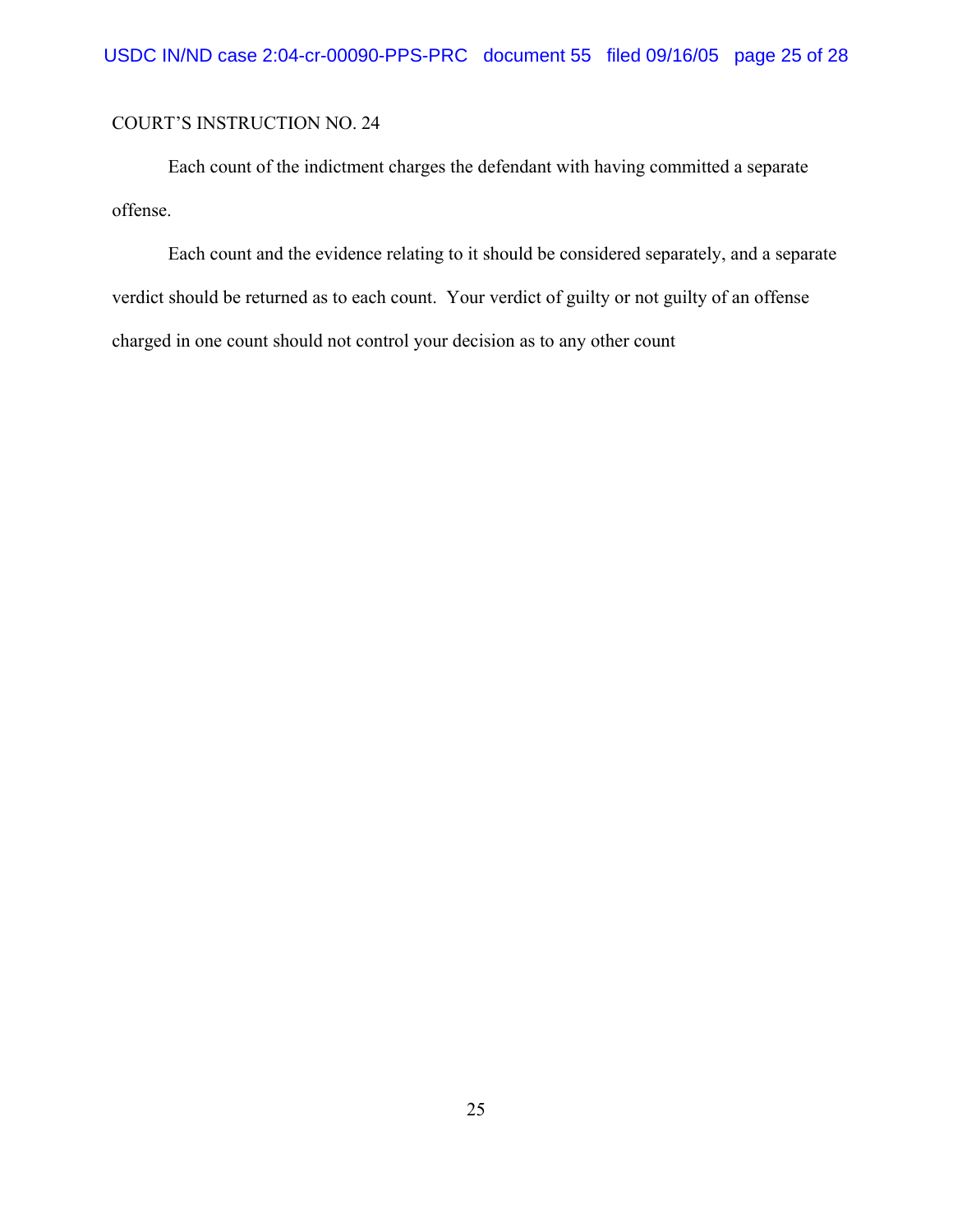COURT'S INSTRUCTION NO. 24

Each count of the indictment charges the defendant with having committed a separate offense.

Each count and the evidence relating to it should be considered separately, and a separate verdict should be returned as to each count. Your verdict of guilty or not guilty of an offense charged in one count should not control your decision as to any other count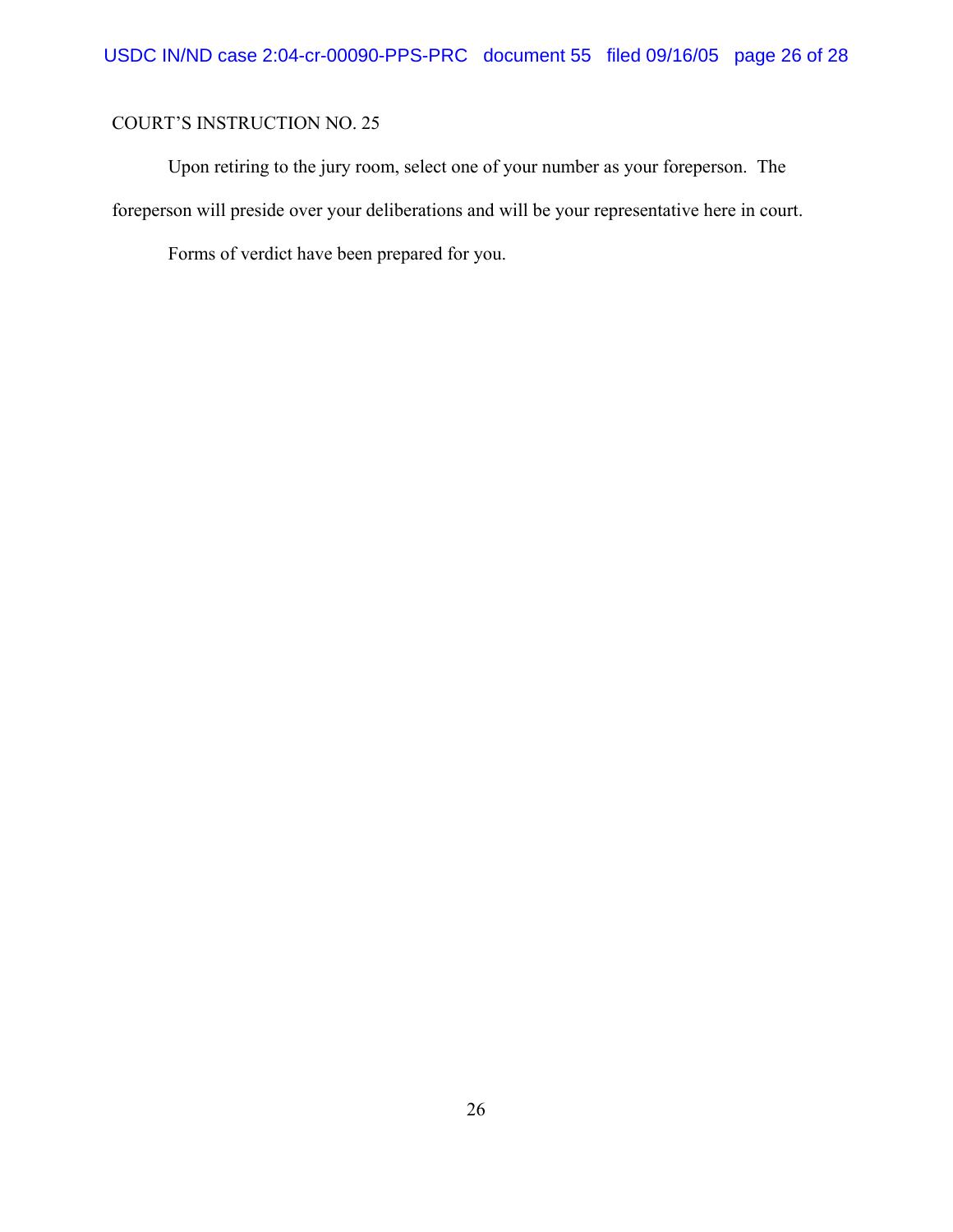COURT'S INSTRUCTION NO. 25

Upon retiring to the jury room, select one of your number as your foreperson. The foreperson will preside over your deliberations and will be your representative here in court.

Forms of verdict have been prepared for you.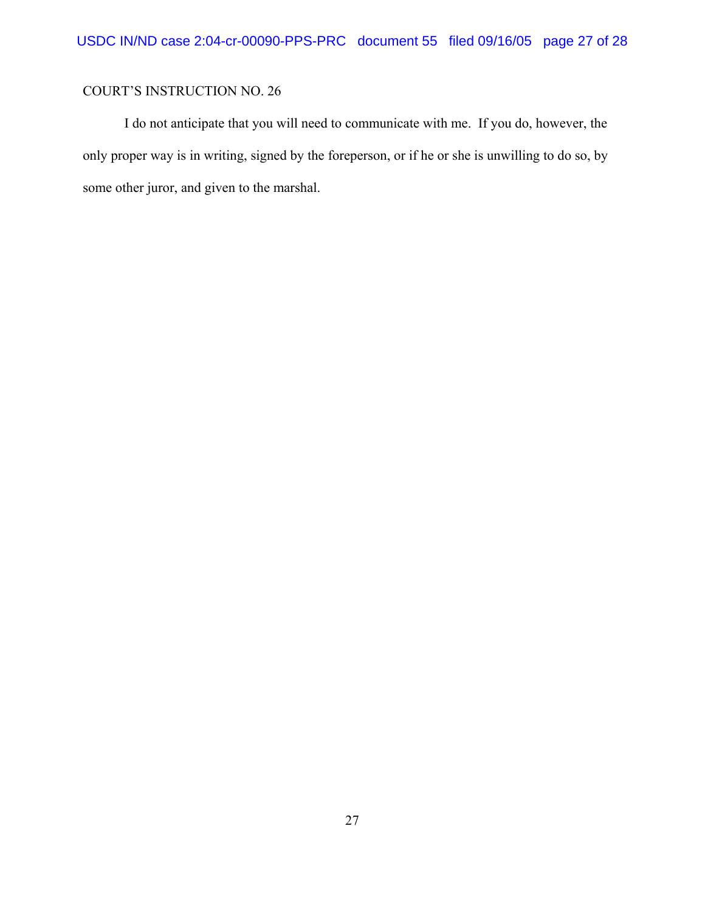COURT'S INSTRUCTION NO. 26

I do not anticipate that you will need to communicate with me. If you do, however, the only proper way is in writing, signed by the foreperson, or if he or she is unwilling to do so, by some other juror, and given to the marshal.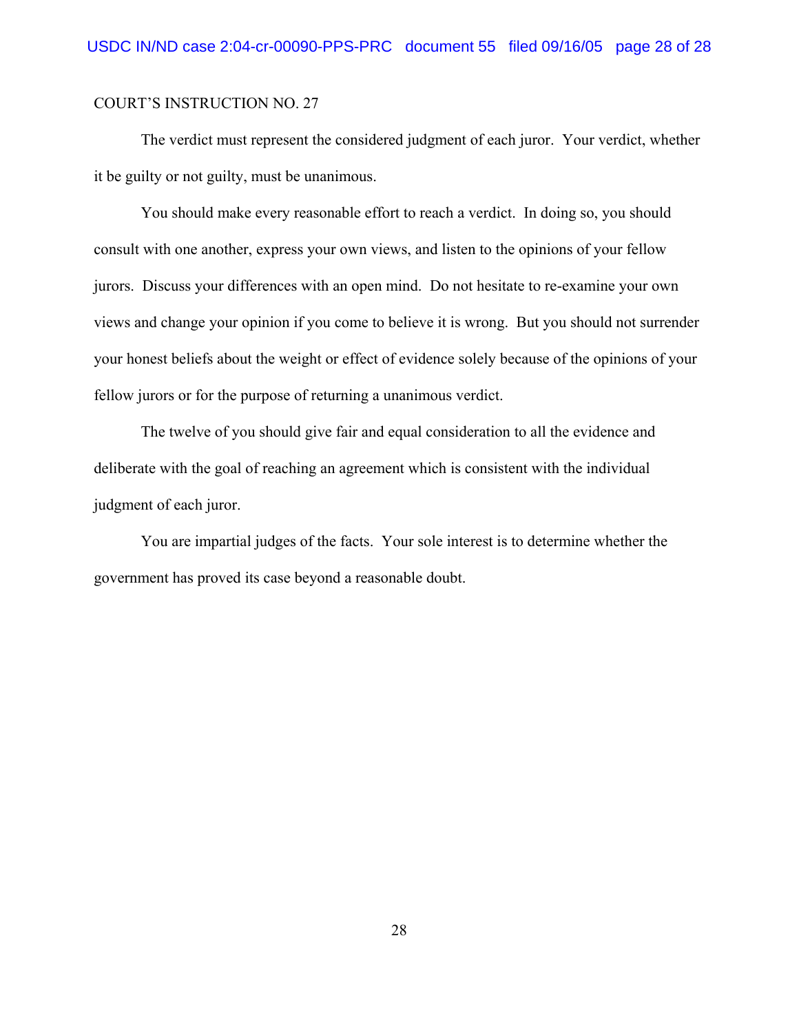COURT'S INSTRUCTION NO. 27

The verdict must represent the considered judgment of each juror. Your verdict, whether it be guilty or not guilty, must be unanimous.

You should make every reasonable effort to reach a verdict. In doing so, you should consult with one another, express your own views, and listen to the opinions of your fellow jurors. Discuss your differences with an open mind. Do not hesitate to re-examine your own views and change your opinion if you come to believe it is wrong. But you should not surrender your honest beliefs about the weight or effect of evidence solely because of the opinions of your fellow jurors or for the purpose of returning a unanimous verdict.

The twelve of you should give fair and equal consideration to all the evidence and deliberate with the goal of reaching an agreement which is consistent with the individual judgment of each juror.

You are impartial judges of the facts. Your sole interest is to determine whether the government has proved its case beyond a reasonable doubt.